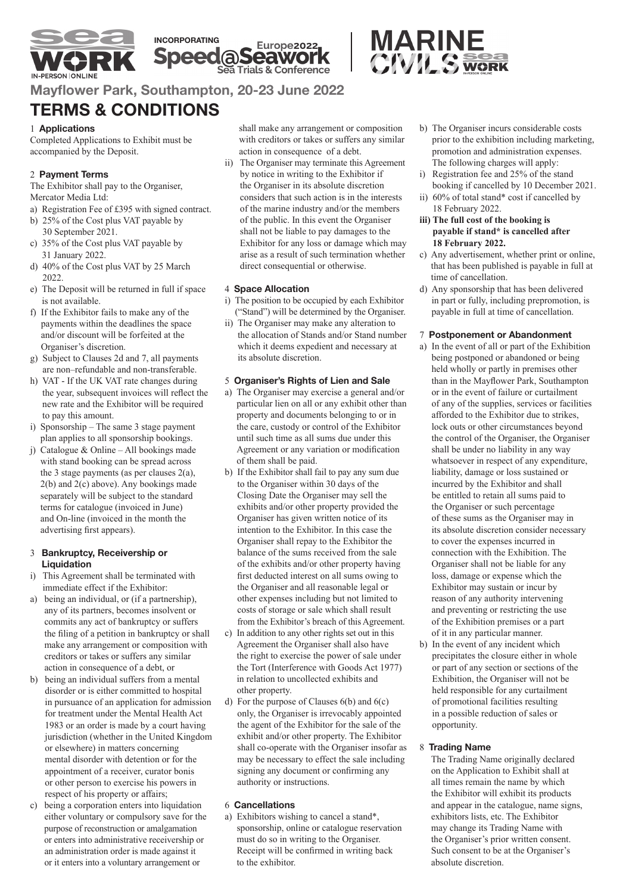Seawork IN-PERSON | ONLINE INCORPORATING Speed@Seawork Europe2022 Sea Trials & Conference | MARINE CIVILS Seawork IN-PERSON | ONLINE

## Mayflower Park, Southampton, 20-23 June 2022

# TERMS & CONDITIONS

### 1 Applications

Completed Applications to Exhibit must be accompanied by the Deposit.

### 2 Payment Terms

The Exhibitor shall pay to the Organiser, Mercator Media Ltd:

a) Registration Fee of £395 with signed contract.
b) 25% of the Cost plus VAT payable by 30 September 2021.
c) 35% of the Cost plus VAT payable by 31 January 2022.
d) 40% of the Cost plus VAT by 25 March 2022.
e) The Deposit will be returned in full if space is not available.
f) If the Exhibitor fails to make any of the payments within the deadlines the space and/or discount will be forfeited at the Organiser's discretion.
g) Subject to Clauses 2d and 7, all payments are non–refundable and non-transferable.
h) VAT - If the UK VAT rate changes during the year, subsequent invoices will reflect the new rate and the Exhibitor will be required to pay this amount.
i) Sponsorship – The same 3 stage payment plan applies to all sponsorship bookings.
j) Catalogue & Online – All bookings made with stand booking can be spread across the 3 stage payments (as per clauses 2(a), 2(b) and 2(c) above). Any bookings made separately will be subject to the standard terms for catalogue (invoiced in June) and On-line (invoiced in the month the advertising first appears).

### 3 Bankruptcy, Receivership or Liquidation

i) This Agreement shall be terminated with immediate effect if the Exhibitor:

a) being an individual, or (if a partnership), any of its partners, becomes insolvent or commits any act of bankruptcy or suffers the filing of a petition in bankruptcy or shall make any arrangement or composition with creditors or takes or suffers any similar action in consequence of a debt, or
b) being an individual suffers from a mental disorder or is either committed to hospital in pursuance of an application for admission for treatment under the Mental Health Act 1983 or an order is made by a court having jurisdiction (whether in the United Kingdom or elsewhere) in matters concerning mental disorder with detention or for the appointment of a receiver, curator bonis or other person to exercise his powers in respect of his property or affairs;
c) being a corporation enters into liquidation either voluntary or compulsory save for the purpose of reconstruction or amalgamation or enters into administrative receivership or an administration order is made against it or it enters into a voluntary arrangement or shall make any arrangement or composition with creditors or takes or suffers any similar action in consequence of a debt.

ii) The Organiser may terminate this Agreement by notice in writing to the Exhibitor if the Organiser in its absolute discretion considers that such action is in the interests of the marine industry and/or the members of the public. In this event the Organiser shall not be liable to pay damages to the Exhibitor for any loss or damage which may arise as a result of such termination whether direct consequential or otherwise.

### 4 Space Allocation

i) The position to be occupied by each Exhibitor ("Stand") will be determined by the Organiser.
ii) The Organiser may make any alteration to the allocation of Stands and/or Stand number which it deems expedient and necessary at its absolute discretion.

### 5 Organiser's Rights of Lien and Sale

a) The Organiser may exercise a general and/or particular lien on all or any exhibit other than property and documents belonging to or in the care, custody or control of the Exhibitor until such time as all sums due under this Agreement or any variation or modification of them shall be paid.
b) If the Exhibitor shall fail to pay any sum due to the Organiser within 30 days of the Closing Date the Organiser may sell the exhibits and/or other property provided the Organiser has given written notice of its intention to the Exhibitor. In this case the Organiser shall repay to the Exhibitor the balance of the sums received from the sale of the exhibits and/or other property having first deducted interest on all sums owing to the Organiser and all reasonable legal or other expenses including but not limited to costs of storage or sale which shall result from the Exhibitor's breach of this Agreement.
c) In addition to any other rights set out in this Agreement the Organiser shall also have the right to exercise the power of sale under the Tort (Interference with Goods Act 1977) in relation to uncollected exhibits and other property.
d) For the purpose of Clauses 6(b) and 6(c) only, the Organiser is irrevocably appointed the agent of the Exhibitor for the sale of the exhibit and/or other property. The Exhibitor shall co-operate with the Organiser insofar as may be necessary to effect the sale including signing any document or confirming any authority or instructions.

### 6 Cancellations

a) Exhibitors wishing to cancel a stand*, sponsorship, online or catalogue reservation must do so in writing to the Organiser. Receipt will be confirmed in writing back to the exhibitor.
b) The Organiser incurs considerable costs prior to the exhibition including marketing, promotion and administration expenses. The following charges will apply:

i) Registration fee and 25% of the stand booking if cancelled by 10 December 2021.
ii) 60% of total stand* cost if cancelled by 18 February 2022.
**iii) The full cost of the booking is payable if stand* is cancelled after 18 February 2022.**

c) Any advertisement, whether print or online, that has been published is payable in full at time of cancellation.
d) Any sponsorship that has been delivered in part or fully, including prepromotion, is payable in full at time of cancellation.

### 7 Postponement or Abandonment

a) In the event of all or part of the Exhibition being postponed or abandoned or being held wholly or partly in premises other than in the Mayflower Park, Southampton or in the event of failure or curtailment of any of the supplies, services or facilities afforded to the Exhibitor due to strikes, lock outs or other circumstances beyond the control of the Organiser, the Organiser shall be under no liability in any way whatsoever in respect of any expenditure, liability, damage or loss sustained or incurred by the Exhibitor and shall be entitled to retain all sums paid to the Organiser or such percentage of these sums as the Organiser may in its absolute discretion consider necessary to cover the expenses incurred in connection with the Exhibition. The Organiser shall not be liable for any loss, damage or expense which the Exhibitor may sustain or incur by reason of any authority intervening and preventing or restricting the use of the Exhibition premises or a part of it in any particular manner.
b) In the event of any incident which precipitates the closure either in whole or part of any section or sections of the Exhibition, the Organiser will not be held responsible for any curtailment of promotional facilities resulting in a possible reduction of sales or opportunity.

### 8 Trading Name

The Trading Name originally declared on the Application to Exhibit shall at all times remain the name by which the Exhibitor will exhibit its products and appear in the catalogue, name signs, exhibitors lists, etc. The Exhibitor may change its Trading Name with the Organiser's prior written consent. Such consent to be at the Organiser's absolute discretion.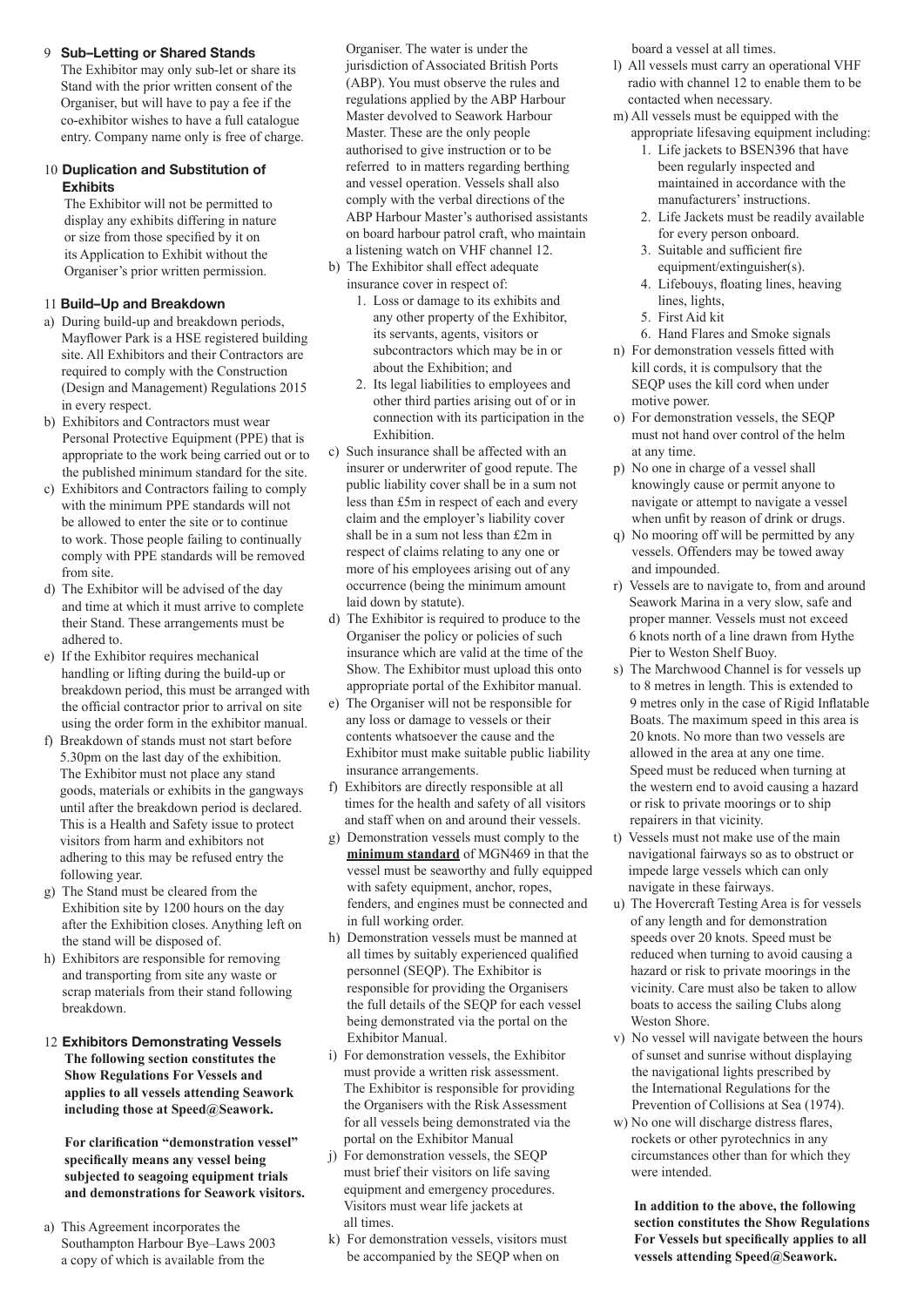### 9 Sub–Letting or Shared Stands

The Exhibitor may only sub-let or share its Stand with the prior written consent of the Organiser, but will have to pay a fee if the co-exhibitor wishes to have a full catalogue entry. Company name only is free of charge.

### 10 Duplication and Substitution of Exhibits

The Exhibitor will not be permitted to display any exhibits differing in nature or size from those specified by it on its Application to Exhibit without the Organiser's prior written permission.

### 11 Build–Up and Breakdown

a) During build-up and breakdown periods, Mayflower Park is a HSE registered building site. All Exhibitors and their Contractors are required to comply with the Construction (Design and Management) Regulations 2015 in every respect.

b) Exhibitors and Contractors must wear Personal Protective Equipment (PPE) that is appropriate to the work being carried out or to the published minimum standard for the site.

c) Exhibitors and Contractors failing to comply with the minimum PPE standards will not be allowed to enter the site or to continue to work. Those people failing to continually comply with PPE standards will be removed from site.

d) The Exhibitor will be advised of the day and time at which it must arrive to complete their Stand. These arrangements must be adhered to.

e) If the Exhibitor requires mechanical handling or lifting during the build-up or breakdown period, this must be arranged with the official contractor prior to arrival on site using the order form in the exhibitor manual.

f) Breakdown of stands must not start before 5.30pm on the last day of the exhibition. The Exhibitor must not place any stand goods, materials or exhibits in the gangways until after the breakdown period is declared. This is a Health and Safety issue to protect visitors from harm and exhibitors not adhering to this may be refused entry the following year.

g) The Stand must be cleared from the Exhibition site by 1200 hours on the day after the Exhibition closes. Anything left on the stand will be disposed of.

h) Exhibitors are responsible for removing and transporting from site any waste or scrap materials from their stand following breakdown.

### 12 Exhibitors Demonstrating Vessels

**The following section constitutes the Show Regulations For Vessels and applies to all vessels attending Seawork including those at Speed@Seawork.**

**For clarification "demonstration vessel" specifically means any vessel being subjected to seagoing equipment trials and demonstrations for Seawork visitors.**

a) This Agreement incorporates the Southampton Harbour Bye–Laws 2003 a copy of which is available from the Organiser. The water is under the jurisdiction of Associated British Ports (ABP). You must observe the rules and regulations applied by the ABP Harbour Master devolved to Seawork Harbour Master. These are the only people authorised to give instruction or to be referred to in matters regarding berthing and vessel operation. Vessels shall also comply with the verbal directions of the ABP Harbour Master's authorised assistants on board harbour patrol craft, who maintain a listening watch on VHF channel 12.

b) The Exhibitor shall effect adequate insurance cover in respect of:
   1. Loss or damage to its exhibits and any other property of the Exhibitor, its servants, agents, visitors or subcontractors which may be in or about the Exhibition; and
   2. Its legal liabilities to employees and other third parties arising out of or in connection with its participation in the Exhibition.

c) Such insurance shall be affected with an insurer or underwriter of good repute. The public liability cover shall be in a sum not less than £5m in respect of each and every claim and the employer's liability cover shall be in a sum not less than £2m in respect of claims relating to any one or more of his employees arising out of any occurrence (being the minimum amount laid down by statute).

d) The Exhibitor is required to produce to the Organiser the policy or policies of such insurance which are valid at the time of the Show. The Exhibitor must upload this onto appropriate portal of the Exhibitor manual.

e) The Organiser will not be responsible for any loss or damage to vessels or their contents whatsoever the cause and the Exhibitor must make suitable public liability insurance arrangements.

f) Exhibitors are directly responsible at all times for the health and safety of all visitors and staff when on and around their vessels.

g) Demonstration vessels must comply to the **minimum standard** of MGN469 in that the vessel must be seaworthy and fully equipped with safety equipment, anchor, ropes, fenders, and engines must be connected and in full working order.

h) Demonstration vessels must be manned at all times by suitably experienced qualified personnel (SEQP). The Exhibitor is responsible for providing the Organisers the full details of the SEQP for each vessel being demonstrated via the portal on the Exhibitor Manual.

i) For demonstration vessels, the Exhibitor must provide a written risk assessment. The Exhibitor is responsible for providing the Organisers with the Risk Assessment for all vessels being demonstrated via the portal on the Exhibitor Manual

j) For demonstration vessels, the SEQP must brief their visitors on life saving equipment and emergency procedures. Visitors must wear life jackets at all times.

k) For demonstration vessels, visitors must be accompanied by the SEQP when on board a vessel at all times.

l) All vessels must carry an operational VHF radio with channel 12 to enable them to be contacted when necessary.

m) All vessels must be equipped with the appropriate lifesaving equipment including:
   1. Life jackets to BSEN396 that have been regularly inspected and maintained in accordance with the manufacturers' instructions.
   2. Life Jackets must be readily available for every person onboard.
   3. Suitable and sufficient fire equipment/extinguisher(s).
   4. Lifebouys, floating lines, heaving lines, lights,
   5. First Aid kit
   6. Hand Flares and Smoke signals

n) For demonstration vessels fitted with kill cords, it is compulsory that the SEQP uses the kill cord when under motive power.

o) For demonstration vessels, the SEQP must not hand over control of the helm at any time.

p) No one in charge of a vessel shall knowingly cause or permit anyone to navigate or attempt to navigate a vessel when unfit by reason of drink or drugs.

q) No mooring off will be permitted by any vessels. Offenders may be towed away and impounded.

r) Vessels are to navigate to, from and around Seawork Marina in a very slow, safe and proper manner. Vessels must not exceed 6 knots north of a line drawn from Hythe Pier to Weston Shelf Buoy.

s) The Marchwood Channel is for vessels up to 8 metres in length. This is extended to 9 metres only in the case of Rigid Inflatable Boats. The maximum speed in this area is 20 knots. No more than two vessels are allowed in the area at any one time. Speed must be reduced when turning at the western end to avoid causing a hazard or risk to private moorings or to ship repairers in that vicinity.

t) Vessels must not make use of the main navigational fairways so as to obstruct or impede large vessels which can only navigate in these fairways.

u) The Hovercraft Testing Area is for vessels of any length and for demonstration speeds over 20 knots. Speed must be reduced when turning to avoid causing a hazard or risk to private moorings in the vicinity. Care must also be taken to allow boats to access the sailing Clubs along Weston Shore.

v) No vessel will navigate between the hours of sunset and sunrise without displaying the navigational lights prescribed by the International Regulations for the Prevention of Collisions at Sea (1974).

w) No one will discharge distress flares, rockets or other pyrotechnics in any circumstances other than for which they were intended.

**In addition to the above, the following section constitutes the Show Regulations For Vessels but specifically applies to all vessels attending Speed@Seawork.**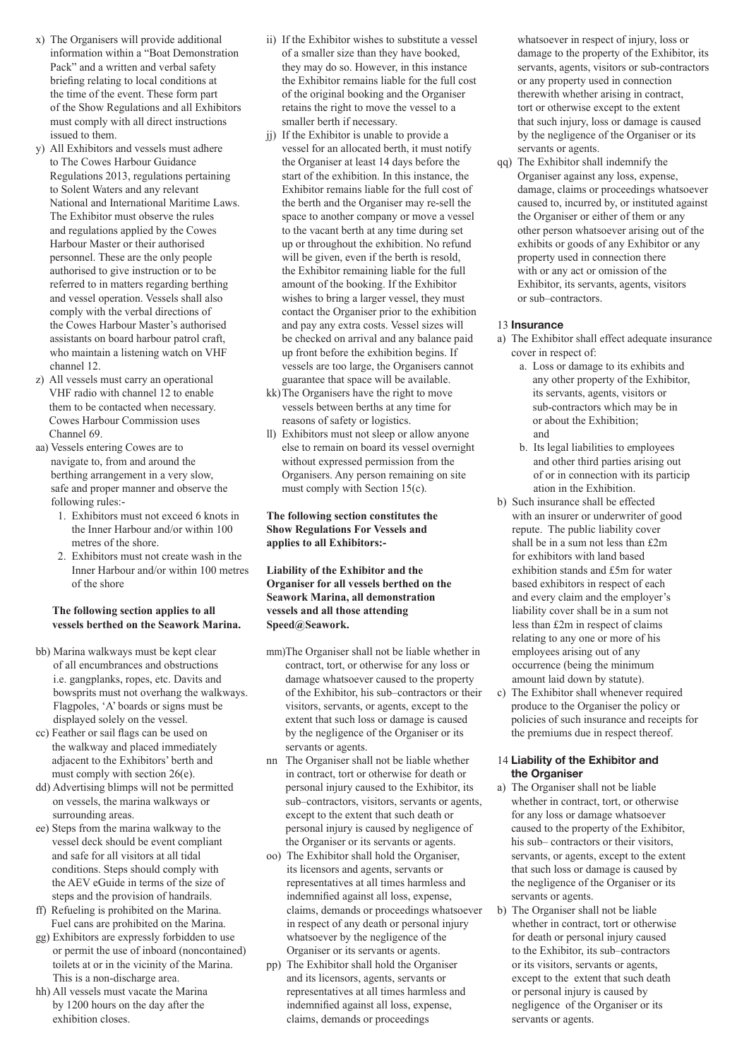x) The Organisers will provide additional information within a "Boat Demonstration Pack" and a written and verbal safety briefing relating to local conditions at the time of the event. These form part of the Show Regulations and all Exhibitors must comply with all direct instructions issued to them.

y) All Exhibitors and vessels must adhere to The Cowes Harbour Guidance Regulations 2013, regulations pertaining to Solent Waters and any relevant National and International Maritime Laws. The Exhibitor must observe the rules and regulations applied by the Cowes Harbour Master or their authorised personnel. These are the only people authorised to give instruction or to be referred to in matters regarding berthing and vessel operation. Vessels shall also comply with the verbal directions of the Cowes Harbour Master's authorised assistants on board harbour patrol craft, who maintain a listening watch on VHF channel 12.

z) All vessels must carry an operational VHF radio with channel 12 to enable them to be contacted when necessary. Cowes Harbour Commission uses Channel 69.

aa) Vessels entering Cowes are to navigate to, from and around the berthing arrangement in a very slow, safe and proper manner and observe the following rules:-

1. Exhibitors must not exceed 6 knots in the Inner Harbour and/or within 100 metres of the shore.
2. Exhibitors must not create wash in the Inner Harbour and/or within 100 metres of the shore

**The following section applies to all vessels berthed on the Seawork Marina.**

bb) Marina walkways must be kept clear of all encumbrances and obstructions i.e. gangplanks, ropes, etc. Davits and bowsprits must not overhang the walkways. Flagpoles, 'A' boards or signs must be displayed solely on the vessel.

cc) Feather or sail flags can be used on the walkway and placed immediately adjacent to the Exhibitors' berth and must comply with section 26(e).

dd) Advertising blimps will not be permitted on vessels, the marina walkways or surrounding areas.

ee) Steps from the marina walkway to the vessel deck should be event compliant and safe for all visitors at all tidal conditions. Steps should comply with the AEV eGuide in terms of the size of steps and the provision of handrails.

ff) Refueling is prohibited on the Marina. Fuel cans are prohibited on the Marina.

gg) Exhibitors are expressly forbidden to use or permit the use of inboard (noncontained) toilets at or in the vicinity of the Marina. This is a non-discharge area.

hh) All vessels must vacate the Marina by 1200 hours on the day after the exhibition closes.

ii) If the Exhibitor wishes to substitute a vessel of a smaller size than they have booked, they may do so. However, in this instance the Exhibitor remains liable for the full cost of the original booking and the Organiser retains the right to move the vessel to a smaller berth if necessary.

jj) If the Exhibitor is unable to provide a vessel for an allocated berth, it must notify the Organiser at least 14 days before the start of the exhibition. In this instance, the Exhibitor remains liable for the full cost of the berth and the Organiser may re-sell the space to another company or move a vessel to the vacant berth at any time during set up or throughout the exhibition. No refund will be given, even if the berth is resold, the Exhibitor remaining liable for the full amount of the booking. If the Exhibitor wishes to bring a larger vessel, they must contact the Organiser prior to the exhibition and pay any extra costs. Vessel sizes will be checked on arrival and any balance paid up front before the exhibition begins. If vessels are too large, the Organisers cannot guarantee that space will be available.

kk) The Organisers have the right to move vessels between berths at any time for reasons of safety or logistics.

ll) Exhibitors must not sleep or allow anyone else to remain on board its vessel overnight without expressed permission from the Organisers. Any person remaining on site must comply with Section 15(c).

**The following section constitutes the Show Regulations For Vessels and applies to all Exhibitors:-**

**Liability of the Exhibitor and the Organiser for all vessels berthed on the Seawork Marina, all demonstration vessels and all those attending Speed@Seawork.**

mm) The Organiser shall not be liable whether in contract, tort, or otherwise for any loss or damage whatsoever caused to the property of the Exhibitor, his sub–contractors or their visitors, servants, or agents, except to the extent that such loss or damage is caused by the negligence of the Organiser or its servants or agents.

nn The Organiser shall not be liable whether in contract, tort or otherwise for death or personal injury caused to the Exhibitor, its sub–contractors, visitors, servants or agents, except to the extent that such death or personal injury is caused by negligence of the Organiser or its servants or agents.

oo) The Exhibitor shall hold the Organiser, its licensors and agents, servants or representatives at all times harmless and indemnified against all loss, expense, claims, demands or proceedings whatsoever in respect of any death or personal injury whatsoever by the negligence of the Organiser or its servants or agents.

pp) The Exhibitor shall hold the Organiser and its licensors, agents, servants or representatives at all times harmless and indemnified against all loss, expense, claims, demands or proceedings whatsoever in respect of injury, loss or damage to the property of the Exhibitor, its servants, agents, visitors or sub-contractors or any property used in connection therewith whether arising in contract, tort or otherwise except to the extent that such injury, loss or damage is caused by the negligence of the Organiser or its servants or agents.

qq) The Exhibitor shall indemnify the Organiser against any loss, expense, damage, claims or proceedings whatsoever caused to, incurred by, or instituted against the Organiser or either of them or any other person whatsoever arising out of the exhibits or goods of any Exhibitor or any property used in connection there with or any act or omission of the Exhibitor, its servants, agents, visitors or sub–contractors.

## 13 Insurance

a) The Exhibitor shall effect adequate insurance cover in respect of:

   a. Loss or damage to its exhibits and any other property of the Exhibitor, its servants, agents, visitors or sub-contractors which may be in or about the Exhibition; and
   b. Its legal liabilities to employees and other third parties arising out of or in connection with its particip ation in the Exhibition.

b) Such insurance shall be effected with an insurer or underwriter of good repute. The public liability cover shall be in a sum not less than £2m for exhibitors with land based exhibition stands and £5m for water based exhibitors in respect of each and every claim and the employer's liability cover shall be in a sum not less than £2m in respect of claims relating to any one or more of his employees arising out of any occurrence (being the minimum amount laid down by statute).

c) The Exhibitor shall whenever required produce to the Organiser the policy or policies of such insurance and receipts for the premiums due in respect thereof.

## 14 Liability of the Exhibitor and the Organiser

a) The Organiser shall not be liable whether in contract, tort, or otherwise for any loss or damage whatsoever caused to the property of the Exhibitor, his sub– contractors or their visitors, servants, or agents, except to the extent that such loss or damage is caused by the negligence of the Organiser or its servants or agents.

b) The Organiser shall not be liable whether in contract, tort or otherwise for death or personal injury caused to the Exhibitor, its sub–contractors or its visitors, servants or agents, except to the extent that such death or personal injury is caused by negligence of the Organiser or its servants or agents.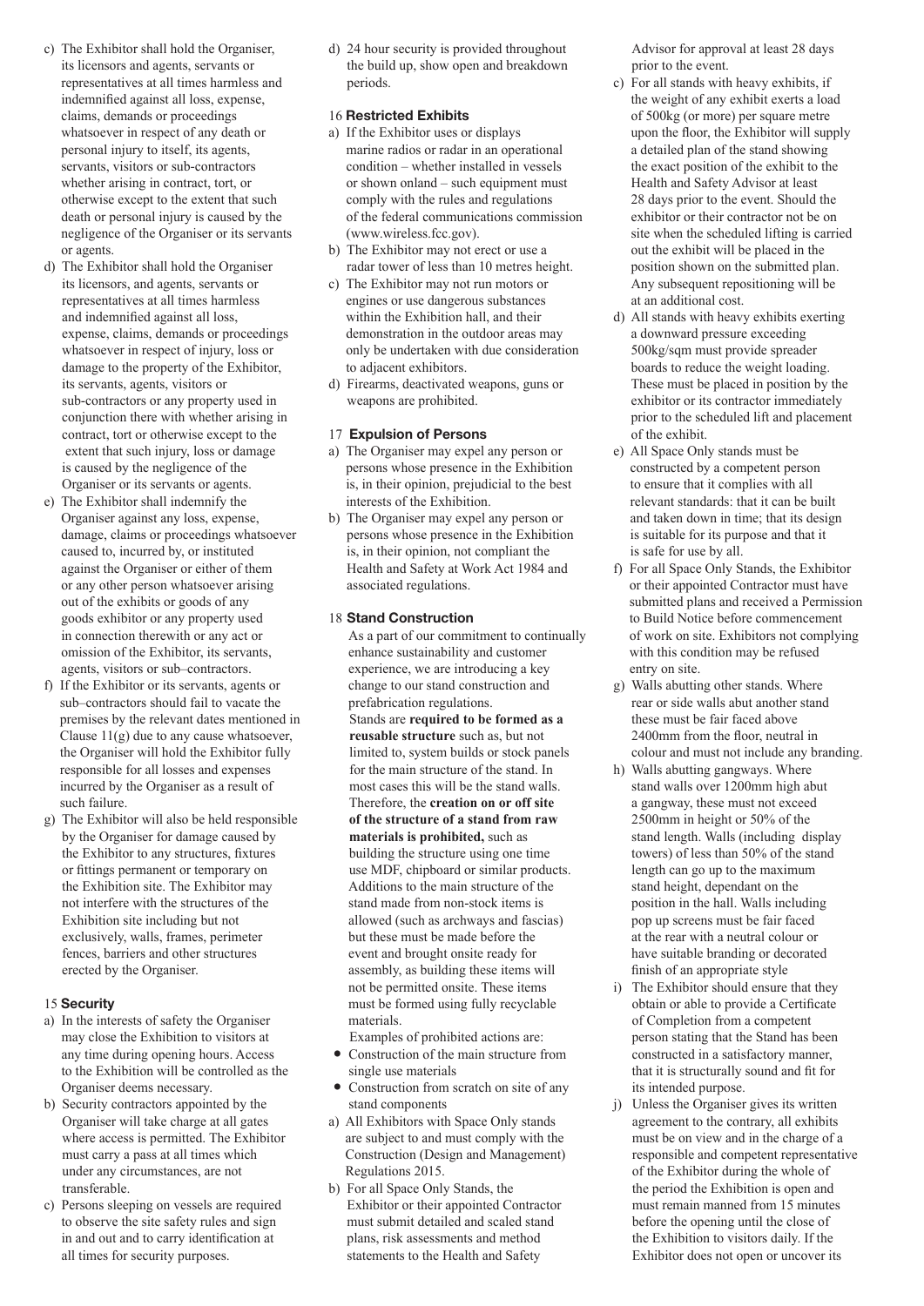c) The Exhibitor shall hold the Organiser, its licensors and agents, servants or representatives at all times harmless and indemnified against all loss, expense, claims, demands or proceedings whatsoever in respect of any death or personal injury to itself, its agents, servants, visitors or sub-contractors whether arising in contract, tort, or otherwise except to the extent that such death or personal injury is caused by the negligence of the Organiser or its servants or agents.

d) The Exhibitor shall hold the Organiser its licensors, and agents, servants or representatives at all times harmless and indemnified against all loss, expense, claims, demands or proceedings whatsoever in respect of injury, loss or damage to the property of the Exhibitor, its servants, agents, visitors or sub-contractors or any property used in conjunction there with whether arising in contract, tort or otherwise except to the extent that such injury, loss or damage is caused by the negligence of the Organiser or its servants or agents.

e) The Exhibitor shall indemnify the Organiser against any loss, expense, damage, claims or proceedings whatsoever caused to, incurred by, or instituted against the Organiser or either of them or any other person whatsoever arising out of the exhibits or goods of any goods exhibitor or any property used in connection therewith or any act or omission of the Exhibitor, its servants, agents, visitors or sub–contractors.

f) If the Exhibitor or its servants, agents or sub–contractors should fail to vacate the premises by the relevant dates mentioned in Clause 11(g) due to any cause whatsoever, the Organiser will hold the Exhibitor fully responsible for all losses and expenses incurred by the Organiser as a result of such failure.

g) The Exhibitor will also be held responsible by the Organiser for damage caused by the Exhibitor to any structures, fixtures or fittings permanent or temporary on the Exhibition site. The Exhibitor may not interfere with the structures of the Exhibition site including but not exclusively, walls, frames, perimeter fences, barriers and other structures erected by the Organiser.

## 15 Security

a) In the interests of safety the Organiser may close the Exhibition to visitors at any time during opening hours. Access to the Exhibition will be controlled as the Organiser deems necessary.

b) Security contractors appointed by the Organiser will take charge at all gates where access is permitted. The Exhibitor must carry a pass at all times which under any circumstances, are not transferable.

c) Persons sleeping on vessels are required to observe the site safety rules and sign in and out and to carry identification at all times for security purposes.

d) 24 hour security is provided throughout the build up, show open and breakdown periods.

## 16 Restricted Exhibits

a) If the Exhibitor uses or displays marine radios or radar in an operational condition – whether installed in vessels or shown onland – such equipment must comply with the rules and regulations of the federal communications commission (www.wireless.fcc.gov).

b) The Exhibitor may not erect or use a radar tower of less than 10 metres height.

c) The Exhibitor may not run motors or engines or use dangerous substances within the Exhibition hall, and their demonstration in the outdoor areas may only be undertaken with due consideration to adjacent exhibitors.

d) Firearms, deactivated weapons, guns or weapons are prohibited.

## 17 Expulsion of Persons

a) The Organiser may expel any person or persons whose presence in the Exhibition is, in their opinion, prejudicial to the best interests of the Exhibition.

b) The Organiser may expel any person or persons whose presence in the Exhibition is, in their opinion, not compliant the Health and Safety at Work Act 1984 and associated regulations.

## 18 Stand Construction

As a part of our commitment to continually enhance sustainability and customer experience, we are introducing a key change to our stand construction and prefabrication regulations.

Stands are **required to be formed as a reusable structure** such as, but not limited to, system builds or stock panels for the main structure of the stand. In most cases this will be the stand walls. Therefore, the **creation on or off site of the structure of a stand from raw materials is prohibited,** such as building the structure using one time use MDF, chipboard or similar products. Additions to the main structure of the stand made from non-stock items is allowed (such as archways and fascias) but these must be made before the event and brought onsite ready for assembly, as building these items will not be permitted onsite. These items must be formed using fully recyclable materials.

Examples of prohibited actions are:

- Construction of the main structure from single use materials
- Construction from scratch on site of any stand components

a) All Exhibitors with Space Only stands are subject to and must comply with the Construction (Design and Management) Regulations 2015.

b) For all Space Only Stands, the Exhibitor or their appointed Contractor must submit detailed and scaled stand plans, risk assessments and method statements to the Health and Safety Advisor for approval at least 28 days prior to the event.

c) For all stands with heavy exhibits, if the weight of any exhibit exerts a load of 500kg (or more) per square metre upon the floor, the Exhibitor will supply a detailed plan of the stand showing the exact position of the exhibit to the Health and Safety Advisor at least 28 days prior to the event. Should the exhibitor or their contractor not be on site when the scheduled lifting is carried out the exhibit will be placed in the position shown on the submitted plan. Any subsequent repositioning will be at an additional cost.

d) All stands with heavy exhibits exerting a downward pressure exceeding 500kg/sqm must provide spreader boards to reduce the weight loading. These must be placed in position by the exhibitor or its contractor immediately prior to the scheduled lift and placement of the exhibit.

e) All Space Only stands must be constructed by a competent person to ensure that it complies with all relevant standards: that it can be built and taken down in time; that its design is suitable for its purpose and that it is safe for use by all.

f) For all Space Only Stands, the Exhibitor or their appointed Contractor must have submitted plans and received a Permission to Build Notice before commencement of work on site. Exhibitors not complying with this condition may be refused entry on site.

g) Walls abutting other stands. Where rear or side walls abut another stand these must be fair faced above 2400mm from the floor, neutral in colour and must not include any branding.

h) Walls abutting gangways. Where stand walls over 1200mm high abut a gangway, these must not exceed 2500mm in height or 50% of the stand length. Walls (including display towers) of less than 50% of the stand length can go up to the maximum stand height, dependant on the position in the hall. Walls including pop up screens must be fair faced at the rear with a neutral colour or have suitable branding or decorated finish of an appropriate style

i) The Exhibitor should ensure that they obtain or able to provide a Certificate of Completion from a competent person stating that the Stand has been constructed in a satisfactory manner, that it is structurally sound and fit for its intended purpose.

j) Unless the Organiser gives its written agreement to the contrary, all exhibits must be on view and in the charge of a responsible and competent representative of the Exhibitor during the whole of the period the Exhibition is open and must remain manned from 15 minutes before the opening until the close of the Exhibition to visitors daily. If the Exhibitor does not open or uncover its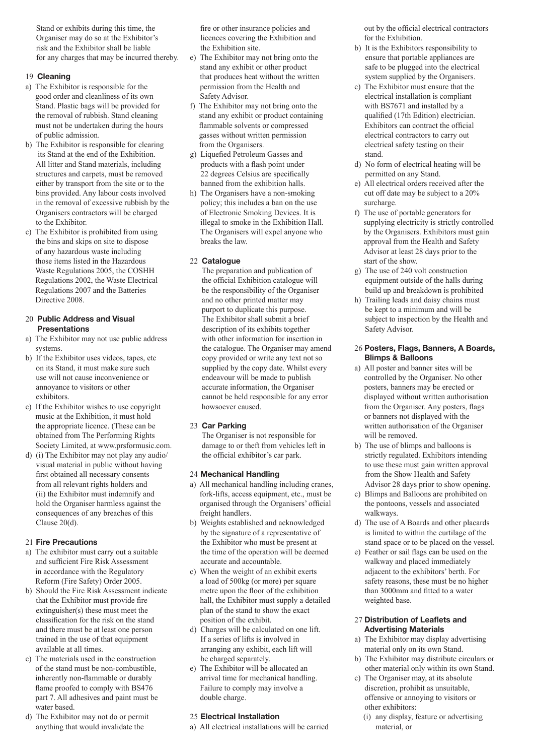Stand or exhibits during this time, the Organiser may do so at the Exhibitor's risk and the Exhibitor shall be liable for any charges that may be incurred thereby.

## 19 Cleaning

a) The Exhibitor is responsible for the good order and cleanliness of its own Stand. Plastic bags will be provided for the removal of rubbish. Stand cleaning must not be undertaken during the hours of public admission.

b) The Exhibitor is responsible for clearing its Stand at the end of the Exhibition. All litter and Stand materials, including structures and carpets, must be removed either by transport from the site or to the bins provided. Any labour costs involved in the removal of excessive rubbish by the Organisers contractors will be charged to the Exhibitor.

c) The Exhibitor is prohibited from using the bins and skips on site to dispose of any hazardous waste including those items listed in the Hazardous Waste Regulations 2005, the COSHH Regulations 2002, the Waste Electrical Regulations 2007 and the Batteries Directive 2008.

## 20 Public Address and Visual Presentations

a) The Exhibitor may not use public address systems.

b) If the Exhibitor uses videos, tapes, etc on its Stand, it must make sure such use will not cause inconvenience or annoyance to visitors or other exhibitors.

c) If the Exhibitor wishes to use copyright music at the Exhibition, it must hold the appropriate licence. (These can be obtained from The Performing Rights Society Limited, at www.prsformusic.com.

d) (i) The Exhibitor may not play any audio/visual material in public without having first obtained all necessary consents from all relevant rights holders and (ii) the Exhibitor must indemnify and hold the Organiser harmless against the consequences of any breaches of this Clause 20(d).

## 21 Fire Precautions

a) The exhibitor must carry out a suitable and sufficient Fire Risk Assessment in accordance with the Regulatory Reform (Fire Safety) Order 2005.

b) Should the Fire Risk Assessment indicate that the Exhibitor must provide fire extinguisher(s) these must meet the classification for the risk on the stand and there must be at least one person trained in the use of that equipment available at all times.

c) The materials used in the construction of the stand must be non-combustible, inherently non-flammable or durably flame proofed to comply with BS476 part 7. All adhesives and paint must be water based.

d) The Exhibitor may not do or permit anything that would invalidate the fire or other insurance policies and licences covering the Exhibition and the Exhibition site.

e) The Exhibitor may not bring onto the stand any exhibit or other product that produces heat without the written permission from the Health and Safety Advisor.

f) The Exhibitor may not bring onto the stand any exhibit or product containing flammable solvents or compressed gasses without written permission from the Organisers.

g) Liquefied Petroleum Gasses and products with a flash point under 22 degrees Celsius are specifically banned from the exhibition halls.

h) The Organisers have a non-smoking policy; this includes a ban on the use of Electronic Smoking Devices. It is illegal to smoke in the Exhibition Hall. The Organisers will expel anyone who breaks the law.

## 22 Catalogue

The preparation and publication of the official Exhibition catalogue will be the responsibility of the Organiser and no other printed matter may purport to duplicate this purpose. The Exhibitor shall submit a brief description of its exhibits together with other information for insertion in the catalogue. The Organiser may amend copy provided or write any text not so supplied by the copy date. Whilst every endeavour will be made to publish accurate information, the Organiser cannot be held responsible for any error howsoever caused.

## 23 Car Parking

The Organiser is not responsible for damage to or theft from vehicles left in the official exhibitor's car park.

## 24 Mechanical Handling

a) All mechanical handling including cranes, fork-lifts, access equipment, etc., must be organised through the Organisers' official freight handlers.

b) Weights established and acknowledged by the signature of a representative of the Exhibitor who must be present at the time of the operation will be deemed accurate and accountable.

c) When the weight of an exhibit exerts a load of 500kg (or more) per square metre upon the floor of the exhibition hall, the Exhibitor must supply a detailed plan of the stand to show the exact position of the exhibit.

d) Charges will be calculated on one lift. If a series of lifts is involved in arranging any exhibit, each lift will be charged separately.

e) The Exhibitor will be allocated an arrival time for mechanical handling. Failure to comply may involve a double charge.

## 25 Electrical Installation

a) All electrical installations will be carried out by the official electrical contractors for the Exhibition.

b) It is the Exhibitors responsibility to ensure that portable appliances are safe to be plugged into the electrical system supplied by the Organisers.

c) The Exhibitor must ensure that the electrical installation is compliant with BS7671 and installed by a qualified (17th Edition) electrician. Exhibitors can contract the official electrical contractors to carry out electrical safety testing on their stand.

d) No form of electrical heating will be permitted on any Stand.

e) All electrical orders received after the cut off date may be subject to a 20% surcharge.

f) The use of portable generators for supplying electricity is strictly controlled by the Organisers. Exhibitors must gain approval from the Health and Safety Advisor at least 28 days prior to the start of the show.

g) The use of 240 volt construction equipment outside of the halls during build up and breakdown is prohibited

h) Trailing leads and daisy chains must be kept to a minimum and will be subject to inspection by the Health and Safety Advisor.

## 26 Posters, Flags, Banners, A Boards, Blimps & Balloons

a) All poster and banner sites will be controlled by the Organiser. No other posters, banners may be erected or displayed without written authorisation from the Organiser. Any posters, flags or banners not displayed with the written authorisation of the Organiser will be removed.

b) The use of blimps and balloons is strictly regulated. Exhibitors intending to use these must gain written approval from the Show Health and Safety Advisor 28 days prior to show opening.

c) Blimps and Balloons are prohibited on the pontoons, vessels and associated walkways.

d) The use of A Boards and other placards is limited to within the curtilage of the stand space or to be placed on the vessel.

e) Feather or sail flags can be used on the walkway and placed immediately adjacent to the exhibitors' berth. For safety reasons, these must be no higher than 3000mm and fitted to a water weighted base.

## 27 Distribution of Leaflets and Advertising Materials

a) The Exhibitor may display advertising material only on its own Stand.

b) The Exhibitor may distribute circulars or other material only within its own Stand.

c) The Organiser may, at its absolute discretion, prohibit as unsuitable, offensive or annoying to visitors or other exhibitors:

(i) any display, feature or advertising material, or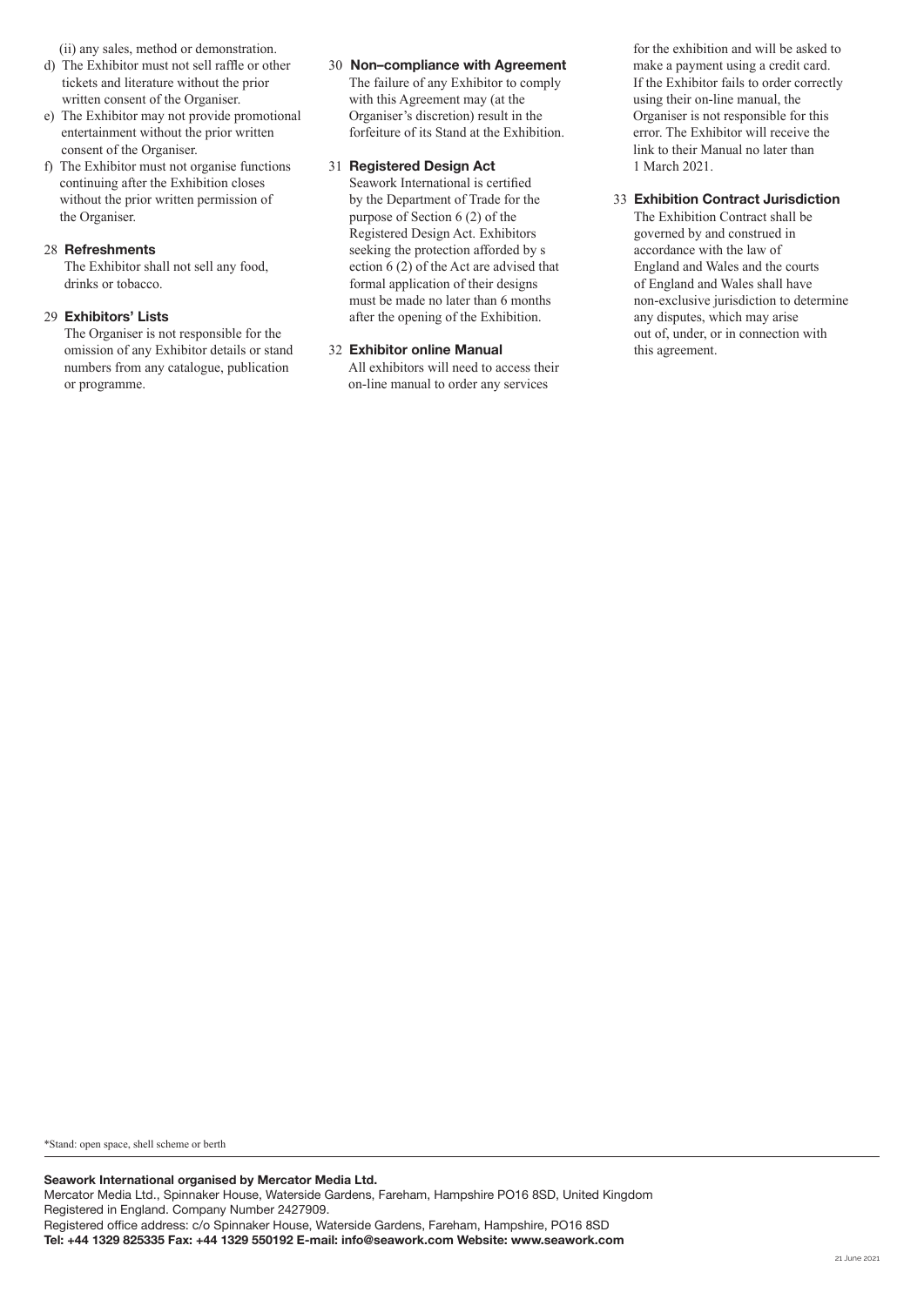(ii) any sales, method or demonstration.

d) The Exhibitor must not sell raffle or other tickets and literature without the prior written consent of the Organiser.

e) The Exhibitor may not provide promotional entertainment without the prior written consent of the Organiser.

f) The Exhibitor must not organise functions continuing after the Exhibition closes without the prior written permission of the Organiser.

28 **Refreshments**

The Exhibitor shall not sell any food, drinks or tobacco.

29 **Exhibitors' Lists**

The Organiser is not responsible for the omission of any Exhibitor details or stand numbers from any catalogue, publication or programme.

30 **Non–compliance with Agreement**

The failure of any Exhibitor to comply with this Agreement may (at the Organiser's discretion) result in the forfeiture of its Stand at the Exhibition.

31 **Registered Design Act**

Seawork International is certified by the Department of Trade for the purpose of Section 6 (2) of the Registered Design Act. Exhibitors seeking the protection afforded by s ection 6 (2) of the Act are advised that formal application of their designs must be made no later than 6 months after the opening of the Exhibition.

32 **Exhibitor online Manual**

All exhibitors will need to access their on-line manual to order any services for the exhibition and will be asked to make a payment using a credit card. If the Exhibitor fails to order correctly using their on-line manual, the Organiser is not responsible for this error. The Exhibitor will receive the link to their Manual no later than 1 March 2021.

33 **Exhibition Contract Jurisdiction**

The Exhibition Contract shall be governed by and construed in accordance with the law of England and Wales and the courts of England and Wales shall have non-exclusive jurisdiction to determine any disputes, which may arise out of, under, or in connection with this agreement.

*Stand: open space, shell scheme or berth

**Seawork International organised by Mercator Media Ltd.**

Mercator Media Ltd., Spinnaker House, Waterside Gardens, Fareham, Hampshire PO16 8SD, United Kingdom
Registered in England. Company Number 2427909.
Registered office address: c/o Spinnaker House, Waterside Gardens, Fareham, Hampshire, PO16 8SD
**Tel: +44 1329 825335 Fax: +44 1329 550192 E-mail: info@seawork.com Website: www.seawork.com**

21 June 2021